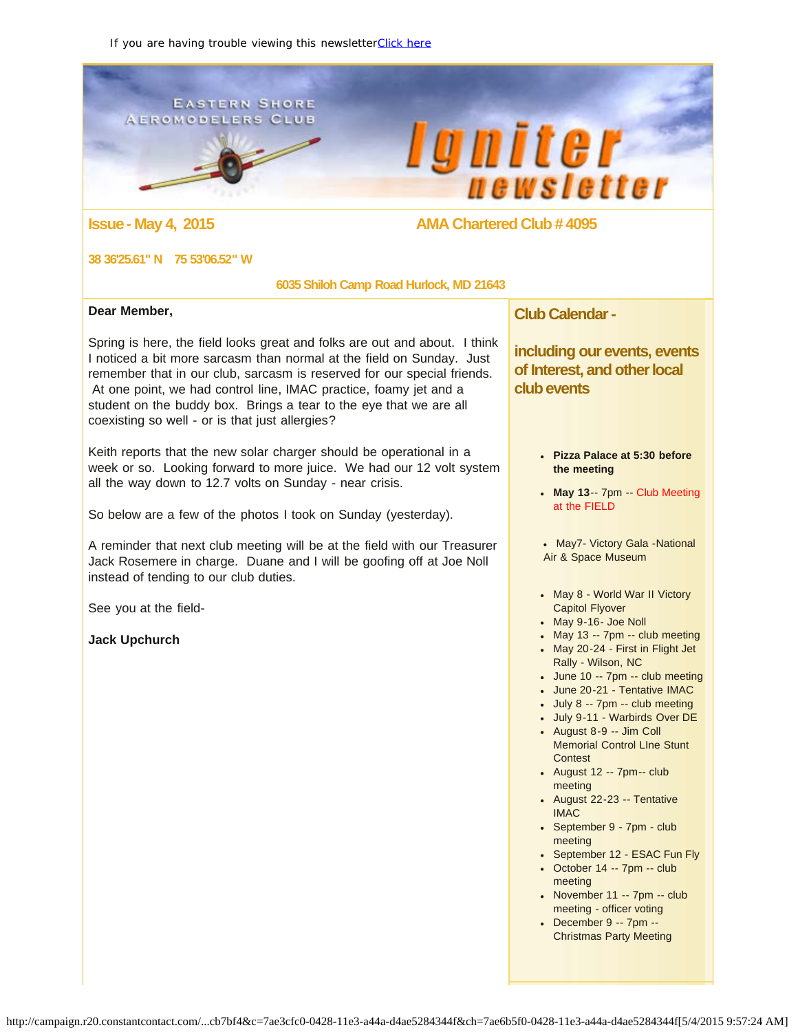If you are having trouble viewing this newsletter [Click here]

# Eastern Shore Aeromodelers Club — Igniter newsletter

**Issue - May 4, 2015**

**AMA Chartered Club # 4095**

**38 36'25.61" N 75 53'06.52" W**

**6035 Shiloh Camp Road Hurlock, MD 21643**

**Dear Member,**

Spring is here, the field looks great and folks are out and about. I think I noticed a bit more sarcasm than normal at the field on Sunday. Just remember that in our club, sarcasm is reserved for our special friends. At one point, we had control line, IMAC practice, foamy jet and a student on the buddy box. Brings a tear to the eye that we are all coexisting so well - or is that just allergies?

Keith reports that the new solar charger should be operational in a week or so. Looking forward to more juice. We had our 12 volt system all the way down to 12.7 volts on Sunday - near crisis.

So below are a few of the photos I took on Sunday (yesterday).

A reminder that next club meeting will be at the field with our Treasurer Jack Rosemere in charge. Duane and I will be goofing off at Joe Noll instead of tending to our club duties.

See you at the field-

**Jack Upchurch**

## Club Calendar -

## including our events, events of Interest, and other local club events

- **Pizza Palace at 5:30 before the meeting**
- **May 13**-- 7pm -- Club Meeting at the FIELD

- May7- Victory Gala -National Air & Space Museum

- May 8 - World War II Victory Capitol Flyover
- May 9-16- Joe Noll
- May 13 -- 7pm -- club meeting
- May 20-24 - First in Flight Jet Rally - Wilson, NC
- June 10 -- 7pm -- club meeting
- June 20-21 - Tentative IMAC
- July 8 -- 7pm -- club meeting
- July 9-11 - Warbirds Over DE
- August 8-9 -- Jim Coll Memorial Control LIne Stunt Contest
- August 12 -- 7pm-- club meeting
- August 22-23 -- Tentative IMAC
- September 9 - 7pm - club meeting
- September 12 - ESAC Fun Fly
- October 14 -- 7pm -- club meeting
- November 11 -- 7pm -- club meeting - officer voting
- December 9 -- 7pm -- Christmas Party Meeting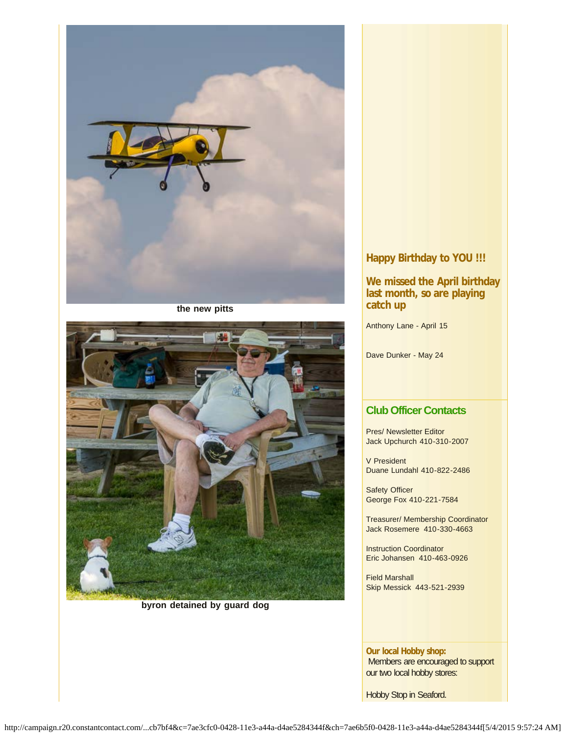the new pitts

byron detained by guard dog

## Happy Birthday to YOU !!!

## We missed the April birthday last month, so are playing catch up

Anthony Lane - April 15

Dave Dunker - May 24

## Club Officer Contacts

Pres/ Newsletter Editor
Jack Upchurch 410-310-2007

V President
Duane Lundahl 410-822-2486

Safety Officer
George Fox 410-221-7584

Treasurer/ Membership Coordinator
Jack Rosemere 410-330-4663

Instruction Coordinator
Eric Johansen 410-463-0926

Field Marshall
Skip Messick 443-521-2939

**Our local Hobby shop:**
Members are encouraged to support our two local hobby stores:

Hobby Stop in Seaford.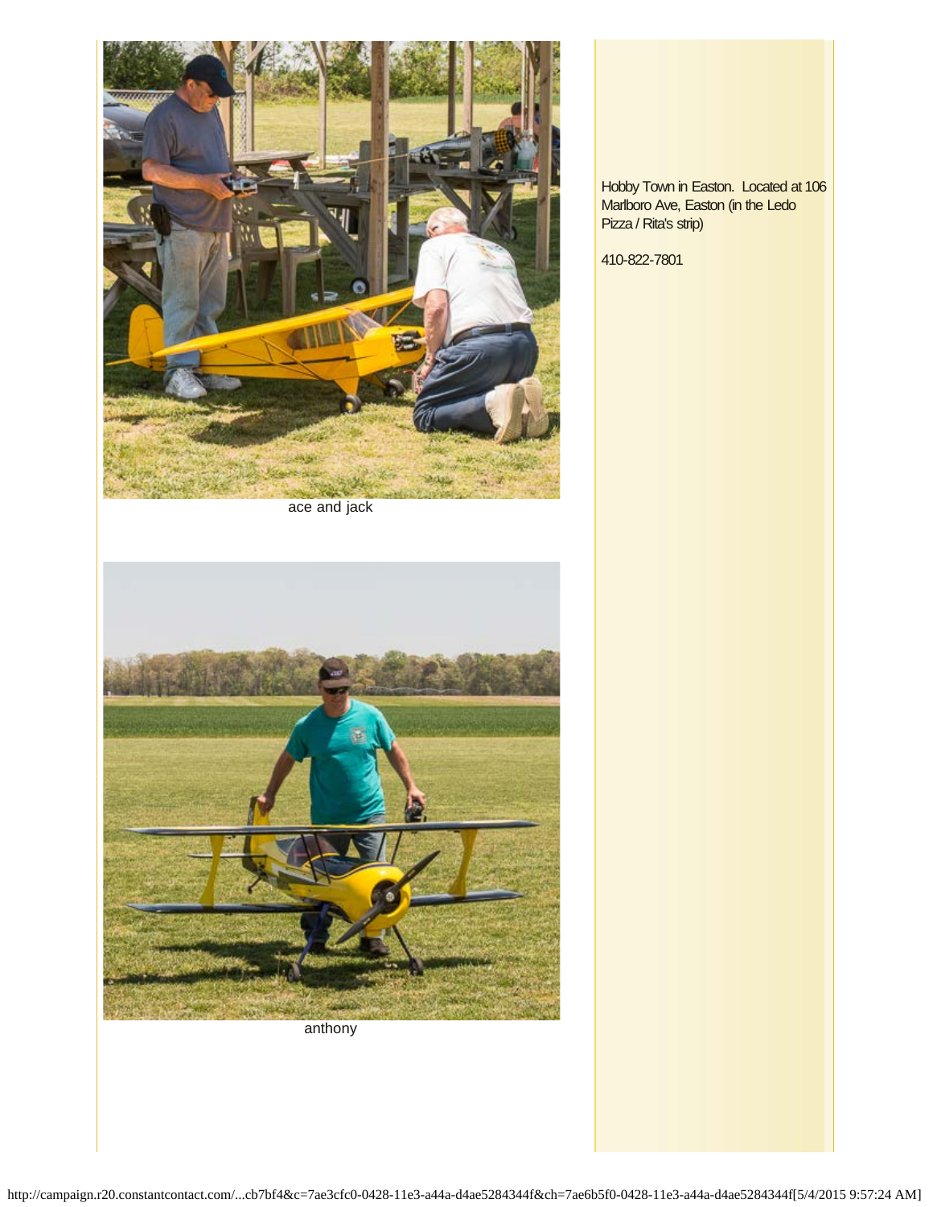ace and jack

anthony

Hobby Town in Easton. Located at 106 Marlboro Ave, Easton (in the Ledo Pizza / Rita's strip)

410-822-7801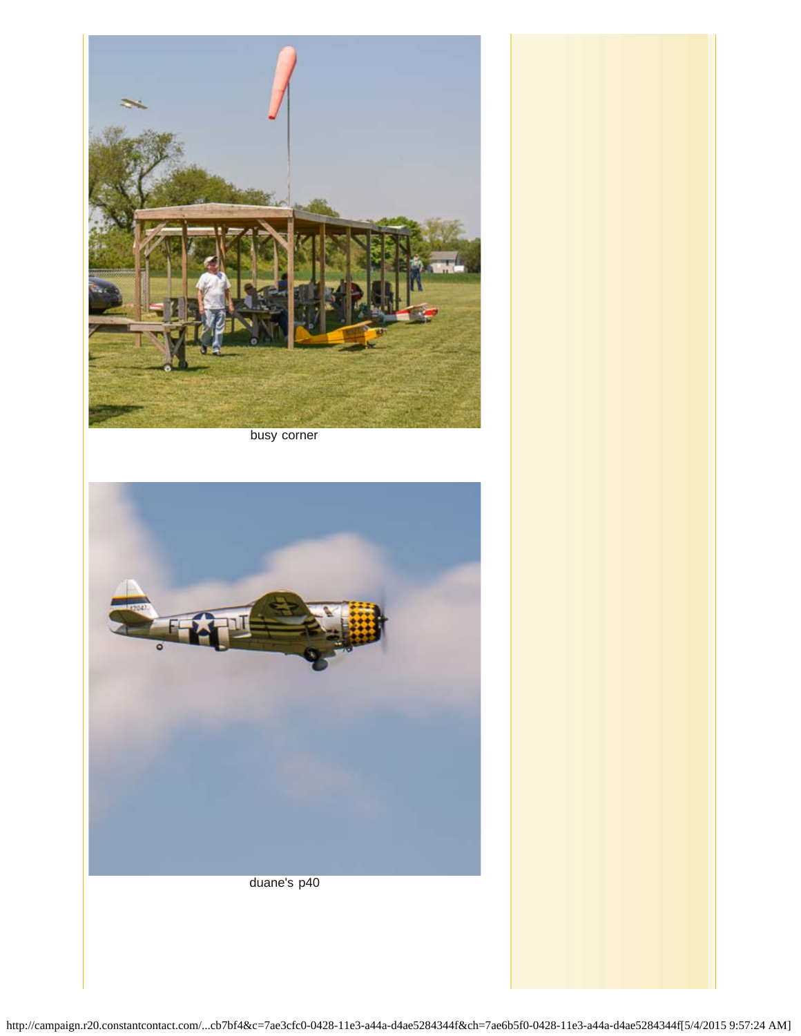busy corner

duane's p40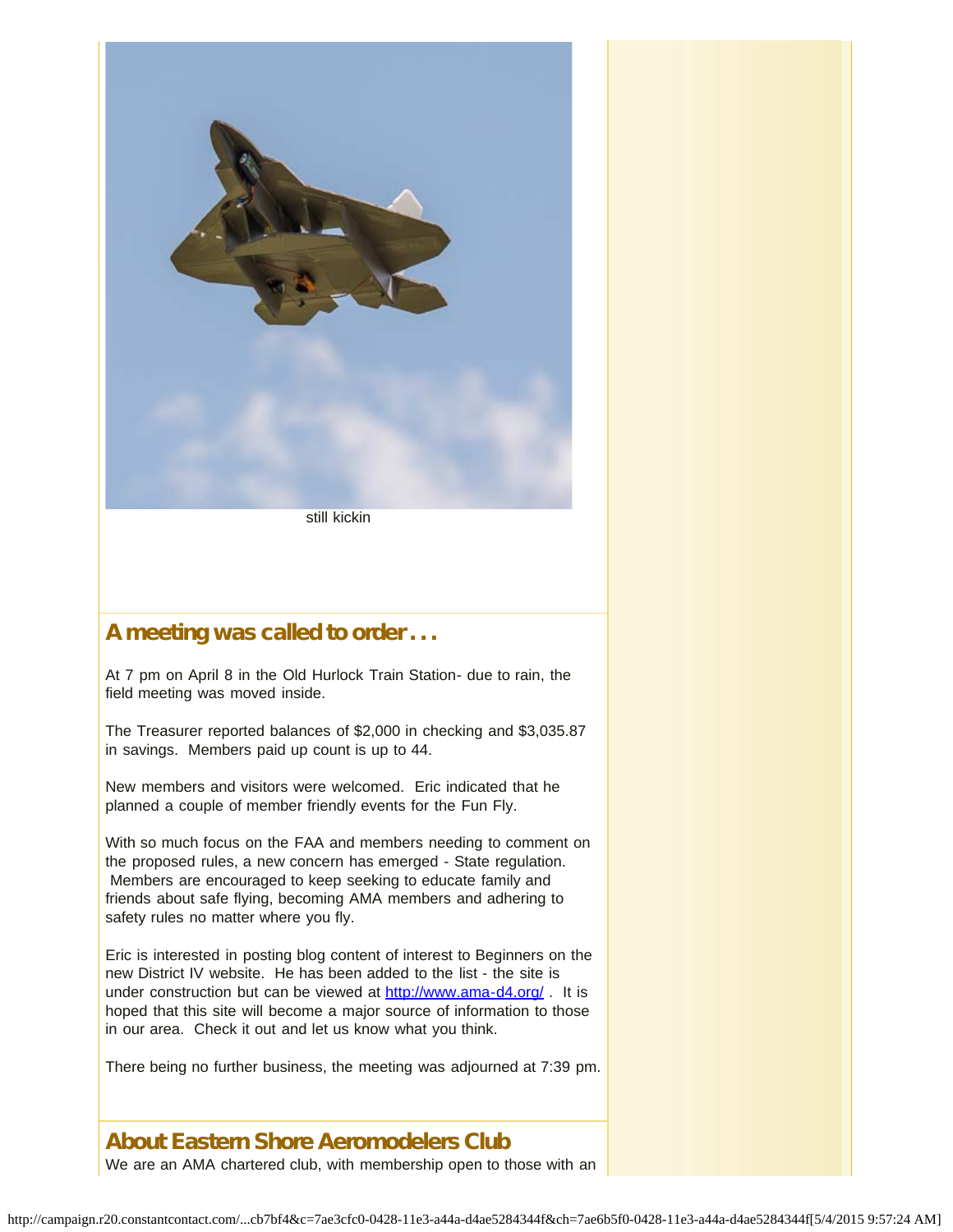still kickin

## A meeting was called to order . . .

At 7 pm on April 8 in the Old Hurlock Train Station- due to rain, the field meeting was moved inside.

The Treasurer reported balances of $2,000 in checking and $3,035.87 in savings. Members paid up count is up to 44.

New members and visitors were welcomed. Eric indicated that he planned a couple of member friendly events for the Fun Fly.

With so much focus on the FAA and members needing to comment on the proposed rules, a new concern has emerged - State regulation. Members are encouraged to keep seeking to educate family and friends about safe flying, becoming AMA members and adhering to safety rules no matter where you fly.

Eric is interested in posting blog content of interest to Beginners on the new District IV website. He has been added to the list - the site is under construction but can be viewed at http://www.ama-d4.org/ . It is hoped that this site will become a major source of information to those in our area. Check it out and let us know what you think.

There being no further business, the meeting was adjourned at 7:39 pm.

## About Eastern Shore Aeromodelers Club

We are an AMA chartered club, with membership open to those with an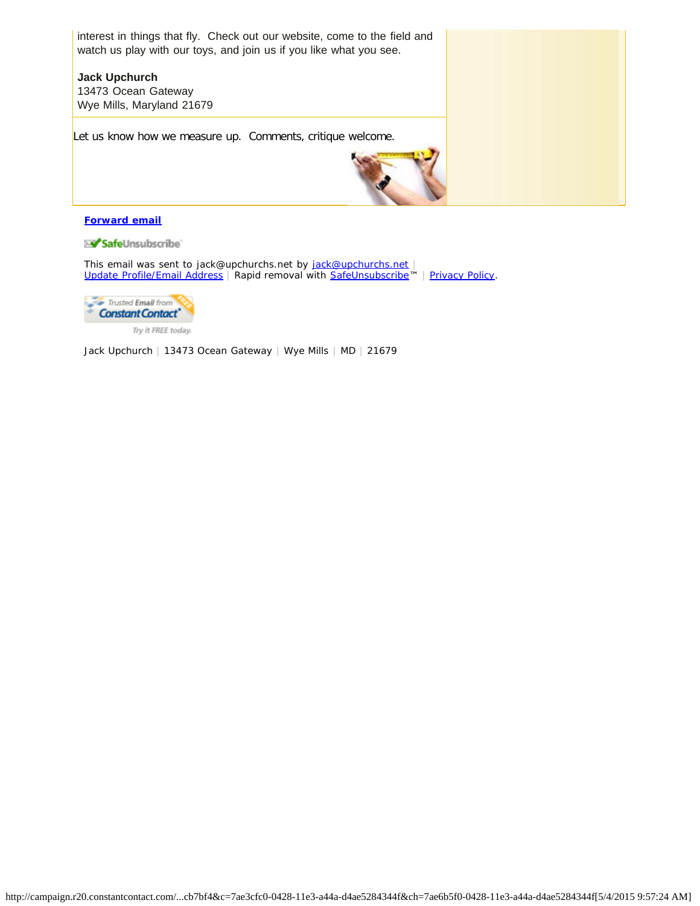interest in things that fly. Check out our website, come to the field and watch us play with our toys, and join us if you like what you see.

**Jack Upchurch**
13473 Ocean Gateway
Wye Mills, Maryland 21679

Let us know how we measure up. Comments, critique welcome.

**Forward email**

SafeUnsubscribe

This email was sent to jack@upchurchs.net by jack@upchurchs.net | Update Profile/Email Address | Rapid removal with SafeUnsubscribe™ | Privacy Policy.

Trusted Email from Constant Contact FREE
Try it FREE today.

Jack Upchurch | 13473 Ocean Gateway | Wye Mills | MD | 21679